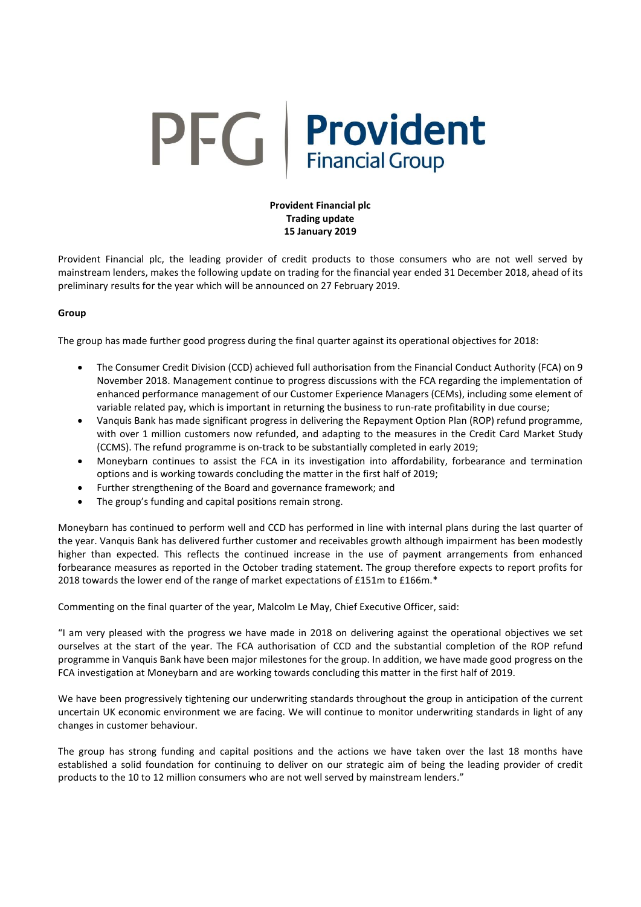PFG | **Provident** Financial Group

**Provident Financial plc**
**Trading update**
**15 January 2019**

Provident Financial plc, the leading provider of credit products to those consumers who are not well served by mainstream lenders, makes the following update on trading for the financial year ended 31 December 2018, ahead of its preliminary results for the year which will be announced on 27 February 2019.

**Group**

The group has made further good progress during the final quarter against its operational objectives for 2018:

- The Consumer Credit Division (CCD) achieved full authorisation from the Financial Conduct Authority (FCA) on 9 November 2018. Management continue to progress discussions with the FCA regarding the implementation of enhanced performance management of our Customer Experience Managers (CEMs), including some element of variable related pay, which is important in returning the business to run-rate profitability in due course;
- Vanquis Bank has made significant progress in delivering the Repayment Option Plan (ROP) refund programme, with over 1 million customers now refunded, and adapting to the measures in the Credit Card Market Study (CCMS). The refund programme is on-track to be substantially completed in early 2019;
- Moneybarn continues to assist the FCA in its investigation into affordability, forbearance and termination options and is working towards concluding the matter in the first half of 2019;
- Further strengthening of the Board and governance framework; and
- The group's funding and capital positions remain strong.

Moneybarn has continued to perform well and CCD has performed in line with internal plans during the last quarter of the year. Vanquis Bank has delivered further customer and receivables growth although impairment has been modestly higher than expected. This reflects the continued increase in the use of payment arrangements from enhanced forbearance measures as reported in the October trading statement. The group therefore expects to report profits for 2018 towards the lower end of the range of market expectations of £151m to £166m.*

Commenting on the final quarter of the year, Malcolm Le May, Chief Executive Officer, said:

"I am very pleased with the progress we have made in 2018 on delivering against the operational objectives we set ourselves at the start of the year. The FCA authorisation of CCD and the substantial completion of the ROP refund programme in Vanquis Bank have been major milestones for the group. In addition, we have made good progress on the FCA investigation at Moneybarn and are working towards concluding this matter in the first half of 2019.

We have been progressively tightening our underwriting standards throughout the group in anticipation of the current uncertain UK economic environment we are facing. We will continue to monitor underwriting standards in light of any changes in customer behaviour.

The group has strong funding and capital positions and the actions we have taken over the last 18 months have established a solid foundation for continuing to deliver on our strategic aim of being the leading provider of credit products to the 10 to 12 million consumers who are not well served by mainstream lenders."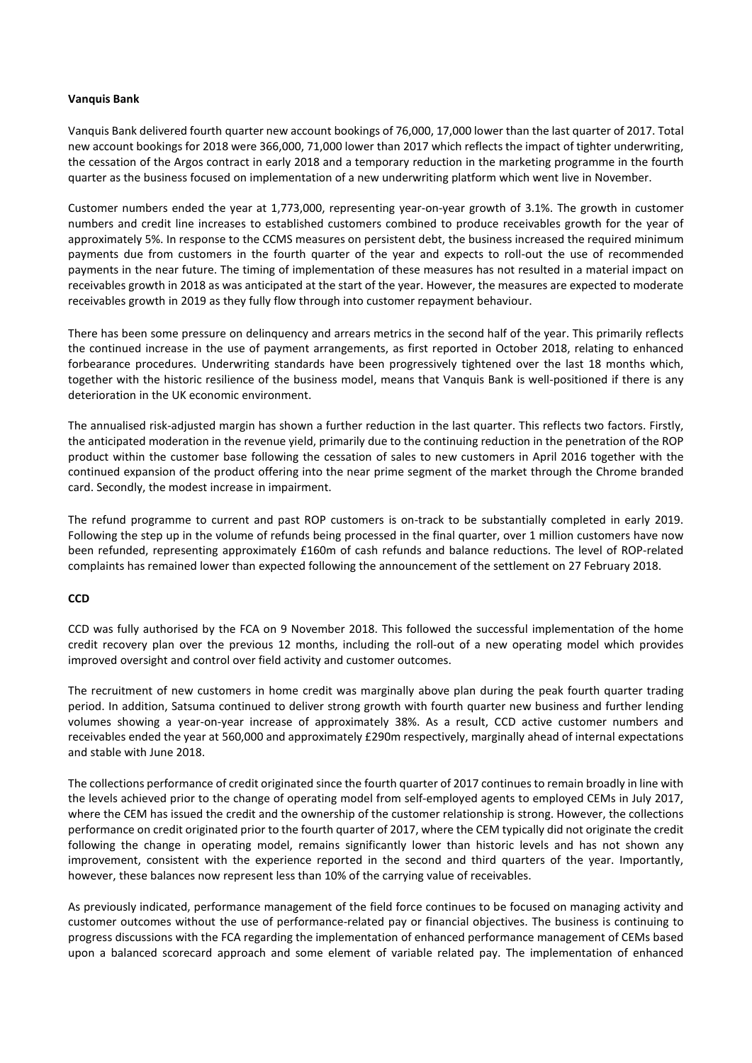**Vanquis Bank**

Vanquis Bank delivered fourth quarter new account bookings of 76,000, 17,000 lower than the last quarter of 2017. Total new account bookings for 2018 were 366,000, 71,000 lower than 2017 which reflects the impact of tighter underwriting, the cessation of the Argos contract in early 2018 and a temporary reduction in the marketing programme in the fourth quarter as the business focused on implementation of a new underwriting platform which went live in November.

Customer numbers ended the year at 1,773,000, representing year-on-year growth of 3.1%. The growth in customer numbers and credit line increases to established customers combined to produce receivables growth for the year of approximately 5%. In response to the CCMS measures on persistent debt, the business increased the required minimum payments due from customers in the fourth quarter of the year and expects to roll-out the use of recommended payments in the near future. The timing of implementation of these measures has not resulted in a material impact on receivables growth in 2018 as was anticipated at the start of the year. However, the measures are expected to moderate receivables growth in 2019 as they fully flow through into customer repayment behaviour.

There has been some pressure on delinquency and arrears metrics in the second half of the year. This primarily reflects the continued increase in the use of payment arrangements, as first reported in October 2018, relating to enhanced forbearance procedures. Underwriting standards have been progressively tightened over the last 18 months which, together with the historic resilience of the business model, means that Vanquis Bank is well-positioned if there is any deterioration in the UK economic environment.

The annualised risk-adjusted margin has shown a further reduction in the last quarter. This reflects two factors. Firstly, the anticipated moderation in the revenue yield, primarily due to the continuing reduction in the penetration of the ROP product within the customer base following the cessation of sales to new customers in April 2016 together with the continued expansion of the product offering into the near prime segment of the market through the Chrome branded card. Secondly, the modest increase in impairment.

The refund programme to current and past ROP customers is on-track to be substantially completed in early 2019. Following the step up in the volume of refunds being processed in the final quarter, over 1 million customers have now been refunded, representing approximately £160m of cash refunds and balance reductions. The level of ROP-related complaints has remained lower than expected following the announcement of the settlement on 27 February 2018.

**CCD**

CCD was fully authorised by the FCA on 9 November 2018. This followed the successful implementation of the home credit recovery plan over the previous 12 months, including the roll-out of a new operating model which provides improved oversight and control over field activity and customer outcomes.

The recruitment of new customers in home credit was marginally above plan during the peak fourth quarter trading period. In addition, Satsuma continued to deliver strong growth with fourth quarter new business and further lending volumes showing a year-on-year increase of approximately 38%. As a result, CCD active customer numbers and receivables ended the year at 560,000 and approximately £290m respectively, marginally ahead of internal expectations and stable with June 2018.

The collections performance of credit originated since the fourth quarter of 2017 continues to remain broadly in line with the levels achieved prior to the change of operating model from self-employed agents to employed CEMs in July 2017, where the CEM has issued the credit and the ownership of the customer relationship is strong. However, the collections performance on credit originated prior to the fourth quarter of 2017, where the CEM typically did not originate the credit following the change in operating model, remains significantly lower than historic levels and has not shown any improvement, consistent with the experience reported in the second and third quarters of the year. Importantly, however, these balances now represent less than 10% of the carrying value of receivables.

As previously indicated, performance management of the field force continues to be focused on managing activity and customer outcomes without the use of performance-related pay or financial objectives. The business is continuing to progress discussions with the FCA regarding the implementation of enhanced performance management of CEMs based upon a balanced scorecard approach and some element of variable related pay. The implementation of enhanced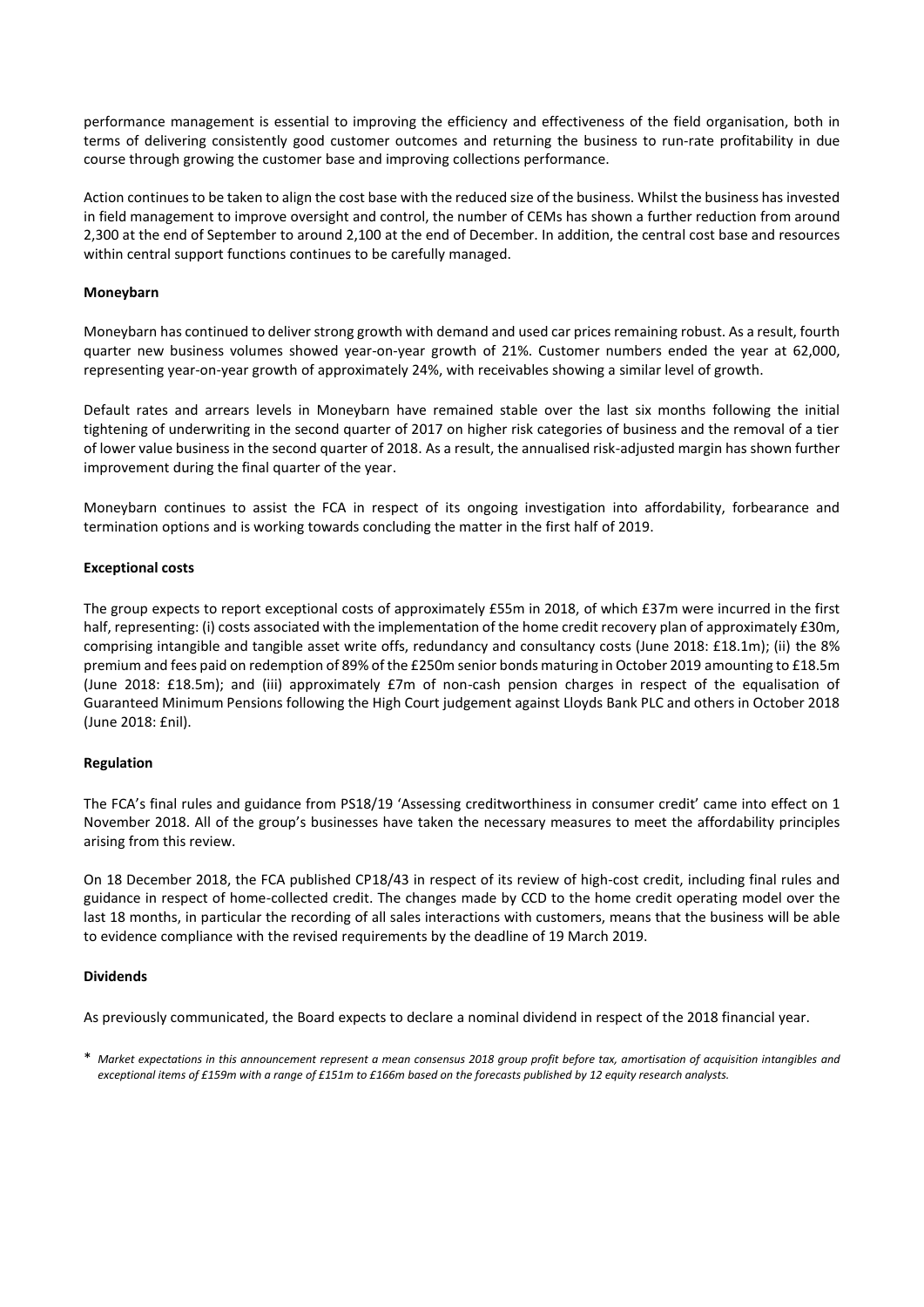performance management is essential to improving the efficiency and effectiveness of the field organisation, both in terms of delivering consistently good customer outcomes and returning the business to run-rate profitability in due course through growing the customer base and improving collections performance.

Action continues to be taken to align the cost base with the reduced size of the business. Whilst the business has invested in field management to improve oversight and control, the number of CEMs has shown a further reduction from around 2,300 at the end of September to around 2,100 at the end of December. In addition, the central cost base and resources within central support functions continues to be carefully managed.

**Moneybarn**

Moneybarn has continued to deliver strong growth with demand and used car prices remaining robust. As a result, fourth quarter new business volumes showed year-on-year growth of 21%. Customer numbers ended the year at 62,000, representing year-on-year growth of approximately 24%, with receivables showing a similar level of growth.

Default rates and arrears levels in Moneybarn have remained stable over the last six months following the initial tightening of underwriting in the second quarter of 2017 on higher risk categories of business and the removal of a tier of lower value business in the second quarter of 2018. As a result, the annualised risk-adjusted margin has shown further improvement during the final quarter of the year.

Moneybarn continues to assist the FCA in respect of its ongoing investigation into affordability, forbearance and termination options and is working towards concluding the matter in the first half of 2019.

**Exceptional costs**

The group expects to report exceptional costs of approximately £55m in 2018, of which £37m were incurred in the first half, representing: (i) costs associated with the implementation of the home credit recovery plan of approximately £30m, comprising intangible and tangible asset write offs, redundancy and consultancy costs (June 2018: £18.1m); (ii) the 8% premium and fees paid on redemption of 89% of the £250m senior bonds maturing in October 2019 amounting to £18.5m (June 2018: £18.5m); and (iii) approximately £7m of non-cash pension charges in respect of the equalisation of Guaranteed Minimum Pensions following the High Court judgement against Lloyds Bank PLC and others in October 2018 (June 2018: £nil).

**Regulation**

The FCA's final rules and guidance from PS18/19 'Assessing creditworthiness in consumer credit' came into effect on 1 November 2018. All of the group's businesses have taken the necessary measures to meet the affordability principles arising from this review.

On 18 December 2018, the FCA published CP18/43 in respect of its review of high-cost credit, including final rules and guidance in respect of home-collected credit. The changes made by CCD to the home credit operating model over the last 18 months, in particular the recording of all sales interactions with customers, means that the business will be able to evidence compliance with the revised requirements by the deadline of 19 March 2019.

**Dividends**

As previously communicated, the Board expects to declare a nominal dividend in respect of the 2018 financial year.

\* *Market expectations in this announcement represent a mean consensus 2018 group profit before tax, amortisation of acquisition intangibles and exceptional items of £159m with a range of £151m to £166m based on the forecasts published by 12 equity research analysts.*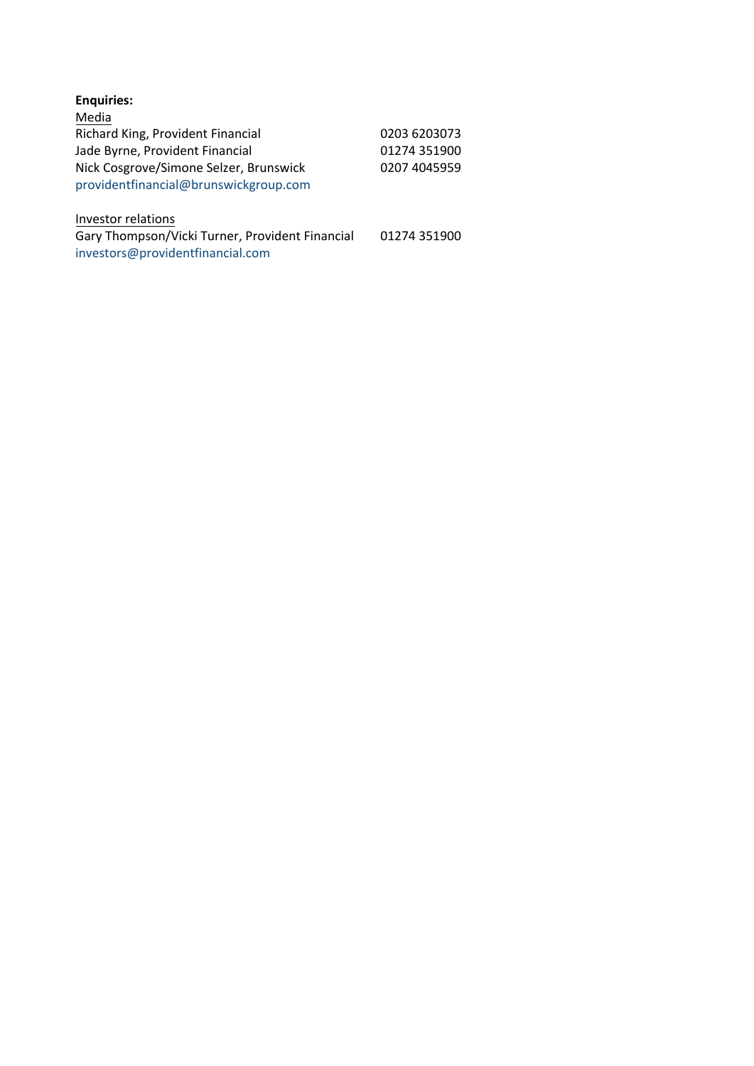**Enquiries:**

Media

| | |
|---|---|
| Richard King, Provident Financial | 0203 6203073 |
| Jade Byrne, Provident Financial | 01274 351900 |
| Nick Cosgrove/Simone Selzer, Brunswick | 0207 4045959 |
| providentfinancial@brunswickgroup.com | |

Investor relations

| | |
|---|---|
| Gary Thompson/Vicki Turner, Provident Financial | 01274 351900 |
| investors@providentfinancial.com | |